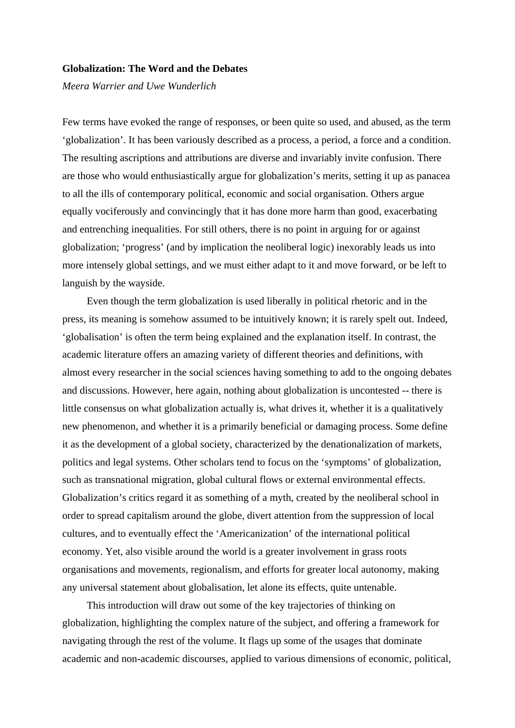**Globalization: The Word and the Debates**

*Meera Warrier and Uwe Wunderlich*

Few terms have evoked the range of responses, or been quite so used, and abused, as the term ‘globalization’. It has been variously described as a process, a period, a force and a condition. The resulting ascriptions and attributions are diverse and invariably invite confusion. There are those who would enthusiastically argue for globalization’s merits, setting it up as panacea to all the ills of contemporary political, economic and social organisation. Others argue equally vociferously and convincingly that it has done more harm than good, exacerbating and entrenching inequalities. For still others, there is no point in arguing for or against globalization; ‘progress’ (and by implication the neoliberal logic) inexorably leads us into more intensely global settings, and we must either adapt to it and move forward, or be left to languish by the wayside.

Even though the term globalization is used liberally in political rhetoric and in the press, its meaning is somehow assumed to be intuitively known; it is rarely spelt out. Indeed, ‘globalisation’ is often the term being explained and the explanation itself. In contrast, the academic literature offers an amazing variety of different theories and definitions, with almost every researcher in the social sciences having something to add to the ongoing debates and discussions. However, here again, nothing about globalization is uncontested -- there is little consensus on what globalization actually is, what drives it, whether it is a qualitatively new phenomenon, and whether it is a primarily beneficial or damaging process. Some define it as the development of a global society, characterized by the denationalization of markets, politics and legal systems. Other scholars tend to focus on the ‘symptoms’ of globalization, such as transnational migration, global cultural flows or external environmental effects. Globalization’s critics regard it as something of a myth, created by the neoliberal school in order to spread capitalism around the globe, divert attention from the suppression of local cultures, and to eventually effect the ‘Americanization’ of the international political economy. Yet, also visible around the world is a greater involvement in grass roots organisations and movements, regionalism, and efforts for greater local autonomy, making any universal statement about globalisation, let alone its effects, quite untenable.

This introduction will draw out some of the key trajectories of thinking on globalization, highlighting the complex nature of the subject, and offering a framework for navigating through the rest of the volume. It flags up some of the usages that dominate academic and non-academic discourses, applied to various dimensions of economic, political,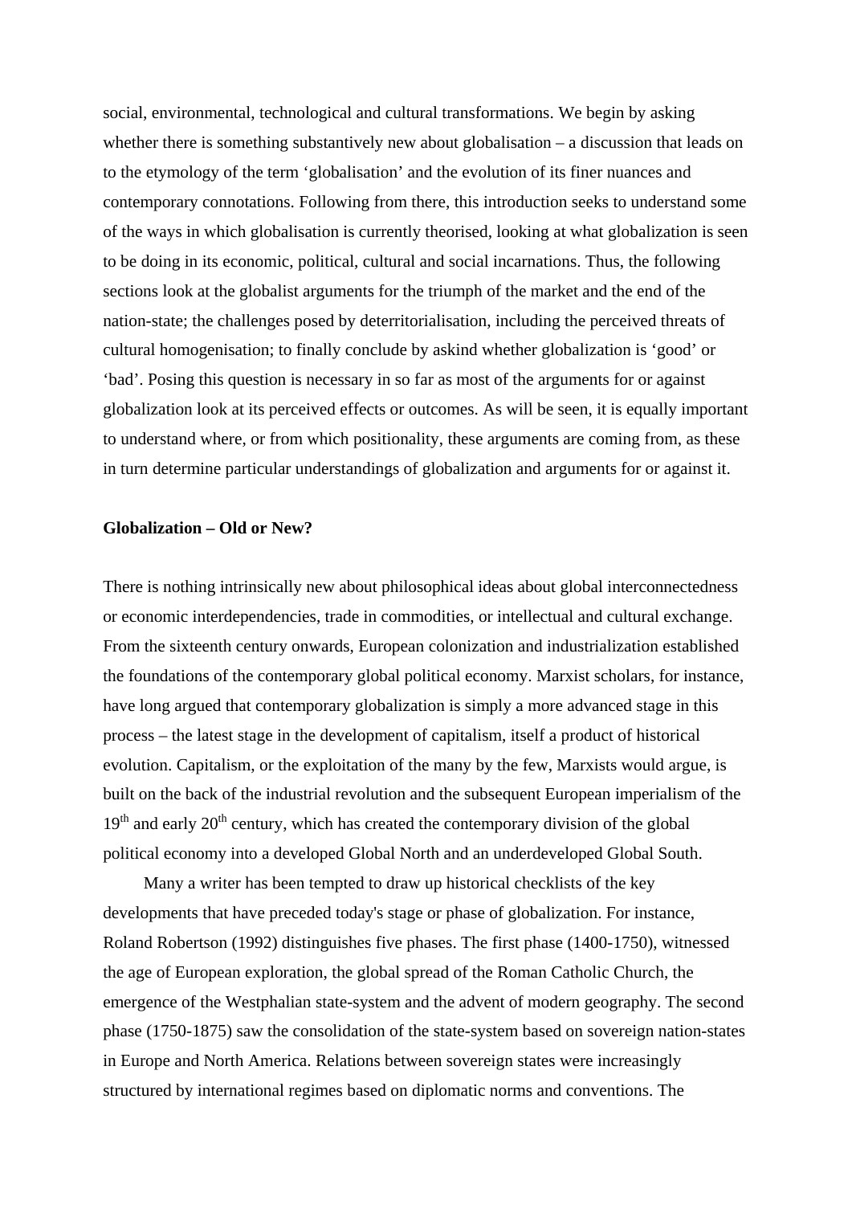social, environmental, technological and cultural transformations. We begin by asking whether there is something substantively new about globalisation – a discussion that leads on to the etymology of the term 'globalisation' and the evolution of its finer nuances and contemporary connotations. Following from there, this introduction seeks to understand some of the ways in which globalisation is currently theorised, looking at what globalization is seen to be doing in its economic, political, cultural and social incarnations. Thus, the following sections look at the globalist arguments for the triumph of the market and the end of the nation-state; the challenges posed by deterritorialisation, including the perceived threats of cultural homogenisation; to finally conclude by askind whether globalization is 'good' or 'bad'. Posing this question is necessary in so far as most of the arguments for or against globalization look at its perceived effects or outcomes. As will be seen, it is equally important to understand where, or from which positionality, these arguments are coming from, as these in turn determine particular understandings of globalization and arguments for or against it.

**Globalization – Old or New?**

There is nothing intrinsically new about philosophical ideas about global interconnectedness or economic interdependencies, trade in commodities, or intellectual and cultural exchange. From the sixteenth century onwards, European colonization and industrialization established the foundations of the contemporary global political economy. Marxist scholars, for instance, have long argued that contemporary globalization is simply a more advanced stage in this process – the latest stage in the development of capitalism, itself a product of historical evolution. Capitalism, or the exploitation of the many by the few, Marxists would argue, is built on the back of the industrial revolution and the subsequent European imperialism of the 19th and early 20th century, which has created the contemporary division of the global political economy into a developed Global North and an underdeveloped Global South.

Many a writer has been tempted to draw up historical checklists of the key developments that have preceded today's stage or phase of globalization. For instance, Roland Robertson (1992) distinguishes five phases. The first phase (1400-1750), witnessed the age of European exploration, the global spread of the Roman Catholic Church, the emergence of the Westphalian state-system and the advent of modern geography. The second phase (1750-1875) saw the consolidation of the state-system based on sovereign nation-states in Europe and North America. Relations between sovereign states were increasingly structured by international regimes based on diplomatic norms and conventions. The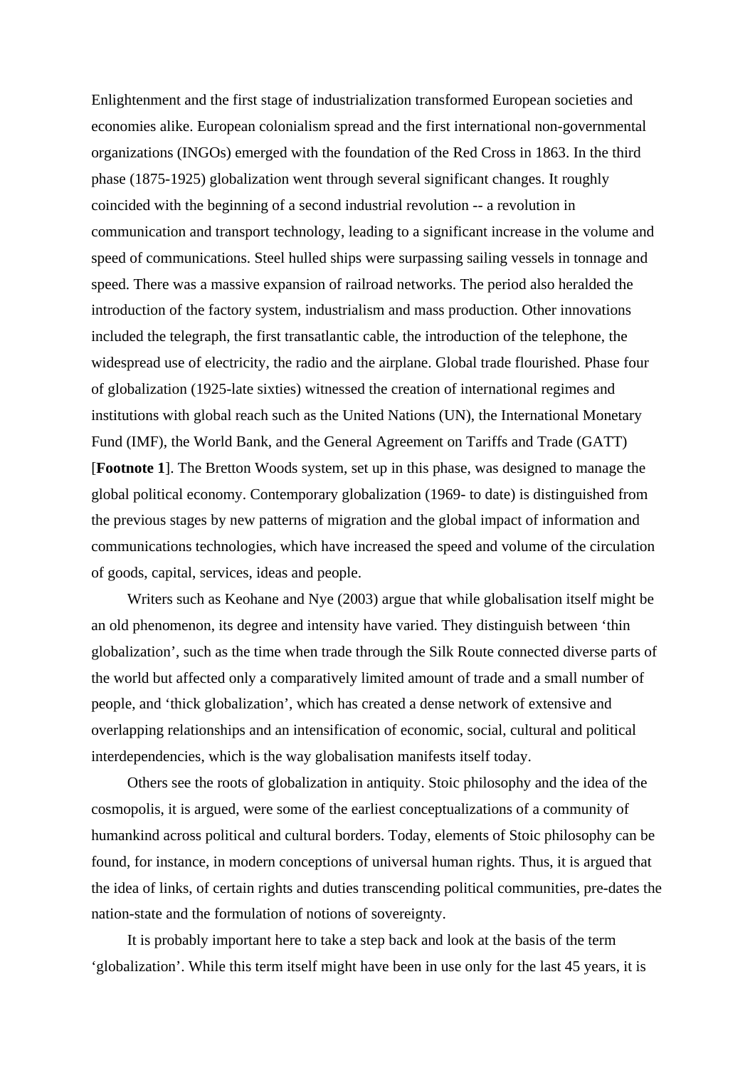Enlightenment and the first stage of industrialization transformed European societies and economies alike. European colonialism spread and the first international non-governmental organizations (INGOs) emerged with the foundation of the Red Cross in 1863. In the third phase (1875-1925) globalization went through several significant changes. It roughly coincided with the beginning of a second industrial revolution -- a revolution in communication and transport technology, leading to a significant increase in the volume and speed of communications. Steel hulled ships were surpassing sailing vessels in tonnage and speed. There was a massive expansion of railroad networks. The period also heralded the introduction of the factory system, industrialism and mass production. Other innovations included the telegraph, the first transatlantic cable, the introduction of the telephone, the widespread use of electricity, the radio and the airplane. Global trade flourished. Phase four of globalization (1925-late sixties) witnessed the creation of international regimes and institutions with global reach such as the United Nations (UN), the International Monetary Fund (IMF), the World Bank, and the General Agreement on Tariffs and Trade (GATT) [**Footnote 1**]. The Bretton Woods system, set up in this phase, was designed to manage the global political economy. Contemporary globalization (1969- to date) is distinguished from the previous stages by new patterns of migration and the global impact of information and communications technologies, which have increased the speed and volume of the circulation of goods, capital, services, ideas and people.

Writers such as Keohane and Nye (2003) argue that while globalisation itself might be an old phenomenon, its degree and intensity have varied. They distinguish between 'thin globalization', such as the time when trade through the Silk Route connected diverse parts of the world but affected only a comparatively limited amount of trade and a small number of people, and 'thick globalization', which has created a dense network of extensive and overlapping relationships and an intensification of economic, social, cultural and political interdependencies, which is the way globalisation manifests itself today.

Others see the roots of globalization in antiquity. Stoic philosophy and the idea of the cosmopolis, it is argued, were some of the earliest conceptualizations of a community of humankind across political and cultural borders. Today, elements of Stoic philosophy can be found, for instance, in modern conceptions of universal human rights. Thus, it is argued that the idea of links, of certain rights and duties transcending political communities, pre-dates the nation-state and the formulation of notions of sovereignty.

It is probably important here to take a step back and look at the basis of the term 'globalization'. While this term itself might have been in use only for the last 45 years, it is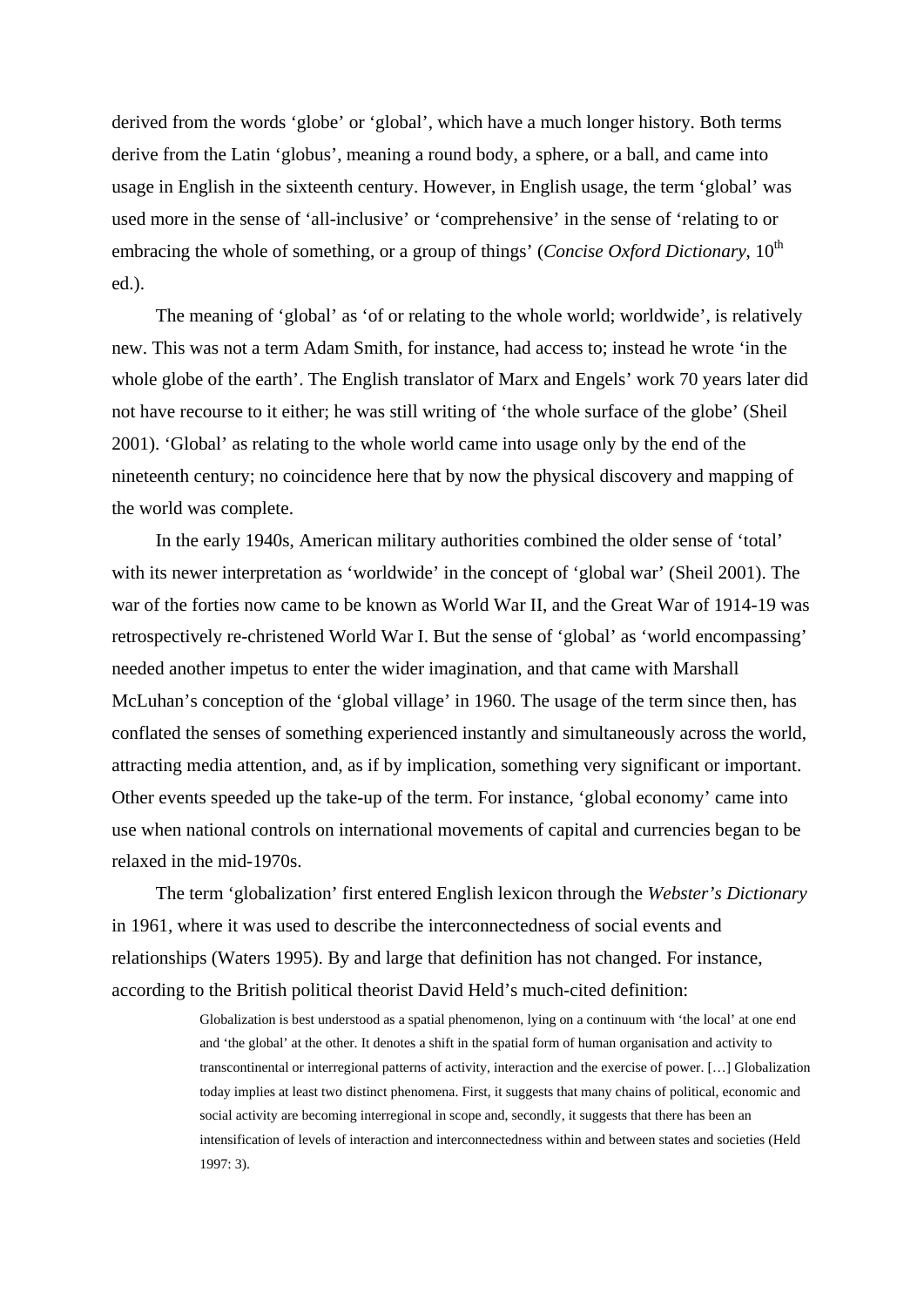derived from the words 'globe' or 'global', which have a much longer history. Both terms derive from the Latin 'globus', meaning a round body, a sphere, or a ball, and came into usage in English in the sixteenth century. However, in English usage, the term 'global' was used more in the sense of 'all-inclusive' or 'comprehensive' in the sense of 'relating to or embracing the whole of something, or a group of things' (*Concise Oxford Dictionary*, 10th ed.).

The meaning of 'global' as 'of or relating to the whole world; worldwide', is relatively new. This was not a term Adam Smith, for instance, had access to; instead he wrote 'in the whole globe of the earth'. The English translator of Marx and Engels' work 70 years later did not have recourse to it either; he was still writing of 'the whole surface of the globe' (Sheil 2001). 'Global' as relating to the whole world came into usage only by the end of the nineteenth century; no coincidence here that by now the physical discovery and mapping of the world was complete.

In the early 1940s, American military authorities combined the older sense of 'total' with its newer interpretation as 'worldwide' in the concept of 'global war' (Sheil 2001). The war of the forties now came to be known as World War II, and the Great War of 1914-19 was retrospectively re-christened World War I. But the sense of 'global' as 'world encompassing' needed another impetus to enter the wider imagination, and that came with Marshall McLuhan's conception of the 'global village' in 1960. The usage of the term since then, has conflated the senses of something experienced instantly and simultaneously across the world, attracting media attention, and, as if by implication, something very significant or important. Other events speeded up the take-up of the term. For instance, 'global economy' came into use when national controls on international movements of capital and currencies began to be relaxed in the mid-1970s.

The term 'globalization' first entered English lexicon through the *Webster's Dictionary* in 1961, where it was used to describe the interconnectedness of social events and relationships (Waters 1995). By and large that definition has not changed. For instance, according to the British political theorist David Held's much-cited definition:

> Globalization is best understood as a spatial phenomenon, lying on a continuum with 'the local' at one end and 'the global' at the other. It denotes a shift in the spatial form of human organisation and activity to transcontinental or interregional patterns of activity, interaction and the exercise of power. […] Globalization today implies at least two distinct phenomena. First, it suggests that many chains of political, economic and social activity are becoming interregional in scope and, secondly, it suggests that there has been an intensification of levels of interaction and interconnectedness within and between states and societies (Held 1997: 3).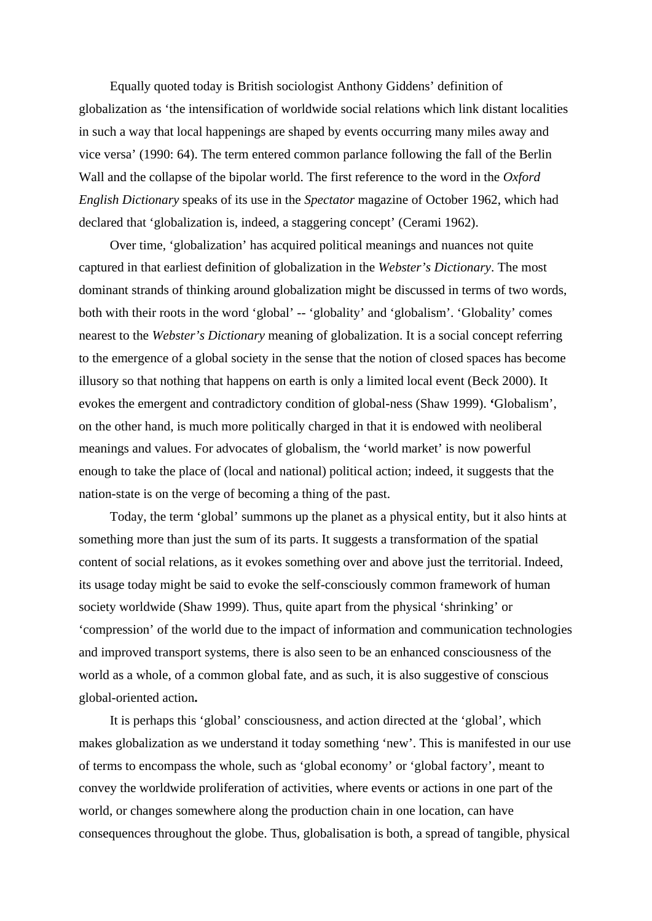Equally quoted today is British sociologist Anthony Giddens' definition of globalization as 'the intensification of worldwide social relations which link distant localities in such a way that local happenings are shaped by events occurring many miles away and vice versa' (1990: 64). The term entered common parlance following the fall of the Berlin Wall and the collapse of the bipolar world. The first reference to the word in the *Oxford English Dictionary* speaks of its use in the *Spectator* magazine of October 1962, which had declared that 'globalization is, indeed, a staggering concept' (Cerami 1962).

Over time, 'globalization' has acquired political meanings and nuances not quite captured in that earliest definition of globalization in the *Webster's Dictionary*. The most dominant strands of thinking around globalization might be discussed in terms of two words, both with their roots in the word 'global' -- 'globality' and 'globalism'. 'Globality' comes nearest to the *Webster's Dictionary* meaning of globalization. It is a social concept referring to the emergence of a global society in the sense that the notion of closed spaces has become illusory so that nothing that happens on earth is only a limited local event (Beck 2000). It evokes the emergent and contradictory condition of global-ness (Shaw 1999). **'**Globalism', on the other hand, is much more politically charged in that it is endowed with neoliberal meanings and values. For advocates of globalism, the 'world market' is now powerful enough to take the place of (local and national) political action; indeed, it suggests that the nation-state is on the verge of becoming a thing of the past.

Today, the term 'global' summons up the planet as a physical entity, but it also hints at something more than just the sum of its parts. It suggests a transformation of the spatial content of social relations, as it evokes something over and above just the territorial. Indeed, its usage today might be said to evoke the self-consciously common framework of human society worldwide (Shaw 1999). Thus, quite apart from the physical 'shrinking' or 'compression' of the world due to the impact of information and communication technologies and improved transport systems, there is also seen to be an enhanced consciousness of the world as a whole, of a common global fate, and as such, it is also suggestive of conscious global-oriented action**.**

It is perhaps this 'global' consciousness, and action directed at the 'global', which makes globalization as we understand it today something 'new'. This is manifested in our use of terms to encompass the whole, such as 'global economy' or 'global factory', meant to convey the worldwide proliferation of activities, where events or actions in one part of the world, or changes somewhere along the production chain in one location, can have consequences throughout the globe. Thus, globalisation is both, a spread of tangible, physical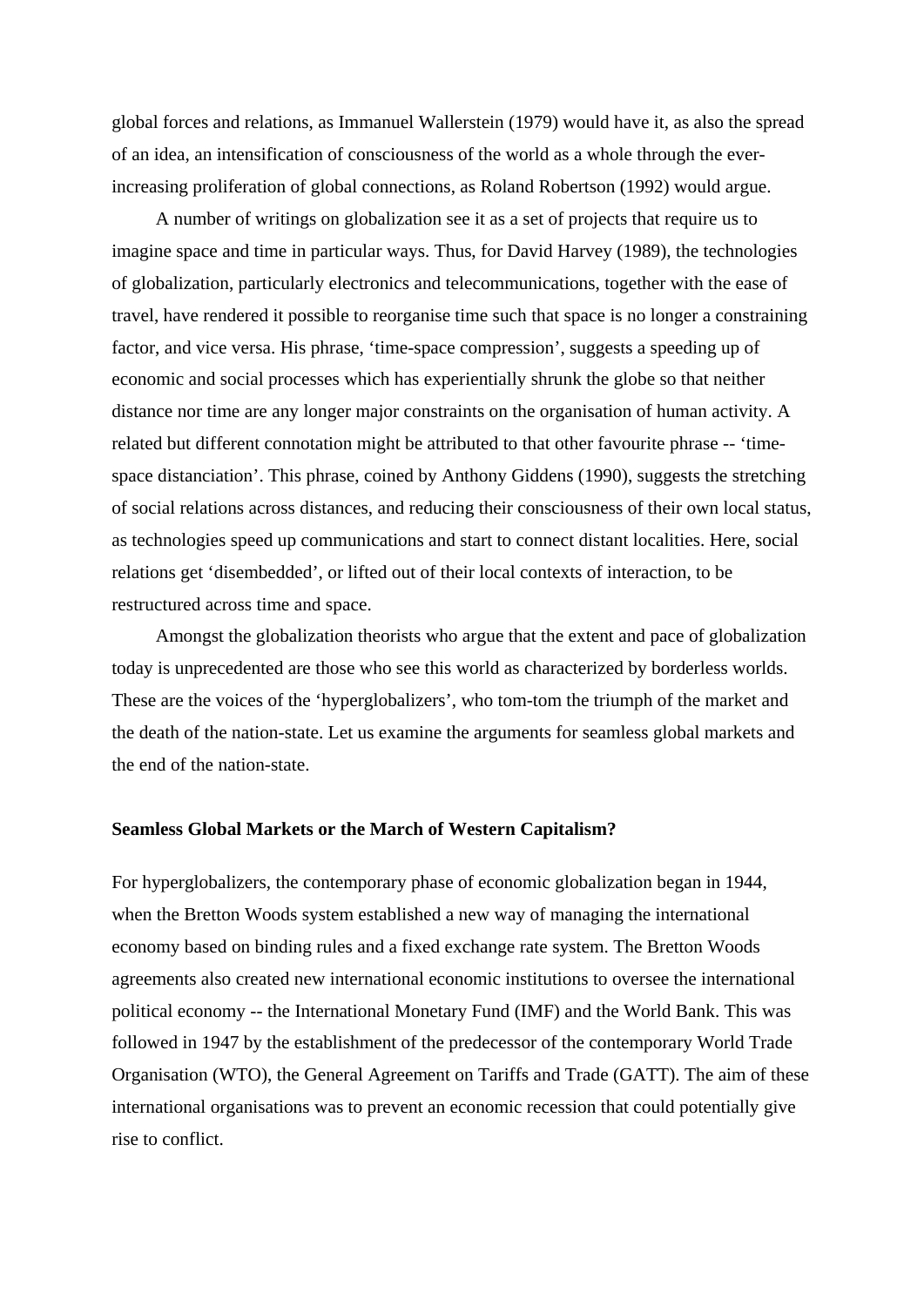global forces and relations, as Immanuel Wallerstein (1979) would have it, as also the spread of an idea, an intensification of consciousness of the world as a whole through the ever-increasing proliferation of global connections, as Roland Robertson (1992) would argue.

A number of writings on globalization see it as a set of projects that require us to imagine space and time in particular ways. Thus, for David Harvey (1989), the technologies of globalization, particularly electronics and telecommunications, together with the ease of travel, have rendered it possible to reorganise time such that space is no longer a constraining factor, and vice versa. His phrase, 'time-space compression', suggests a speeding up of economic and social processes which has experientially shrunk the globe so that neither distance nor time are any longer major constraints on the organisation of human activity. A related but different connotation might be attributed to that other favourite phrase -- 'time-space distanciation'. This phrase, coined by Anthony Giddens (1990), suggests the stretching of social relations across distances, and reducing their consciousness of their own local status, as technologies speed up communications and start to connect distant localities. Here, social relations get 'disembedded', or lifted out of their local contexts of interaction, to be restructured across time and space.

Amongst the globalization theorists who argue that the extent and pace of globalization today is unprecedented are those who see this world as characterized by borderless worlds. These are the voices of the 'hyperglobalizers', who tom-tom the triumph of the market and the death of the nation-state. Let us examine the arguments for seamless global markets and the end of the nation-state.

**Seamless Global Markets or the March of Western Capitalism?**

For hyperglobalizers, the contemporary phase of economic globalization began in 1944, when the Bretton Woods system established a new way of managing the international economy based on binding rules and a fixed exchange rate system. The Bretton Woods agreements also created new international economic institutions to oversee the international political economy -- the International Monetary Fund (IMF) and the World Bank. This was followed in 1947 by the establishment of the predecessor of the contemporary World Trade Organisation (WTO), the General Agreement on Tariffs and Trade (GATT). The aim of these international organisations was to prevent an economic recession that could potentially give rise to conflict.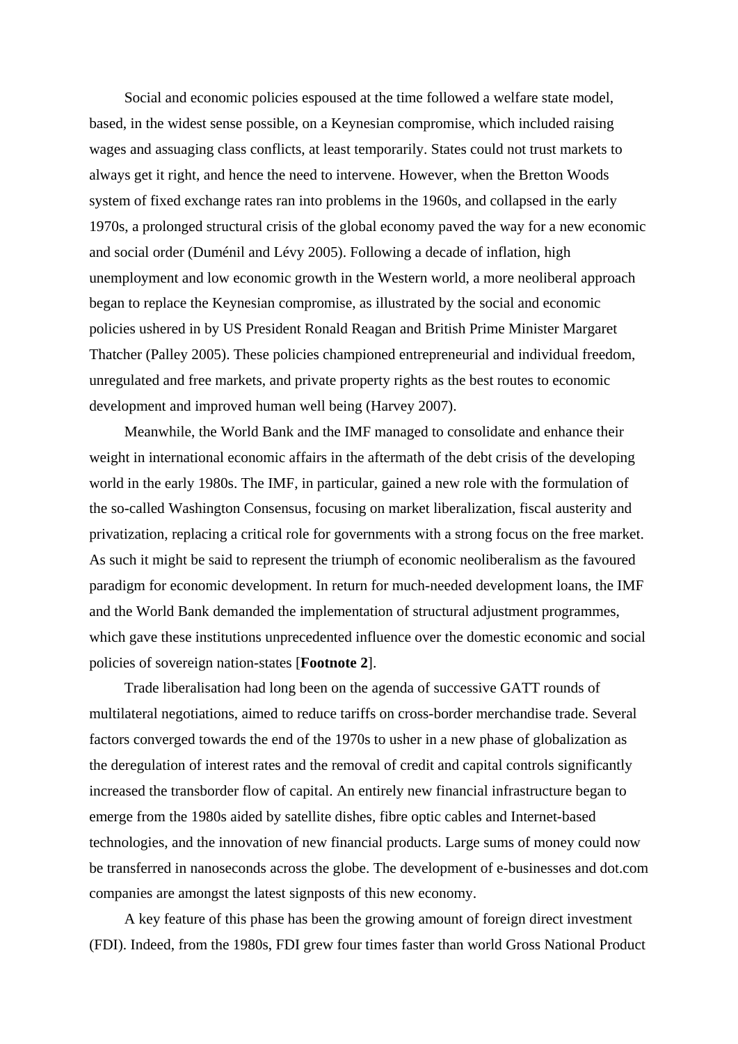Social and economic policies espoused at the time followed a welfare state model, based, in the widest sense possible, on a Keynesian compromise, which included raising wages and assuaging class conflicts, at least temporarily. States could not trust markets to always get it right, and hence the need to intervene. However, when the Bretton Woods system of fixed exchange rates ran into problems in the 1960s, and collapsed in the early 1970s, a prolonged structural crisis of the global economy paved the way for a new economic and social order (Duménil and Lévy 2005). Following a decade of inflation, high unemployment and low economic growth in the Western world, a more neoliberal approach began to replace the Keynesian compromise, as illustrated by the social and economic policies ushered in by US President Ronald Reagan and British Prime Minister Margaret Thatcher (Palley 2005). These policies championed entrepreneurial and individual freedom, unregulated and free markets, and private property rights as the best routes to economic development and improved human well being (Harvey 2007).

Meanwhile, the World Bank and the IMF managed to consolidate and enhance their weight in international economic affairs in the aftermath of the debt crisis of the developing world in the early 1980s. The IMF, in particular, gained a new role with the formulation of the so-called Washington Consensus, focusing on market liberalization, fiscal austerity and privatization, replacing a critical role for governments with a strong focus on the free market. As such it might be said to represent the triumph of economic neoliberalism as the favoured paradigm for economic development. In return for much-needed development loans, the IMF and the World Bank demanded the implementation of structural adjustment programmes, which gave these institutions unprecedented influence over the domestic economic and social policies of sovereign nation-states [**Footnote 2**].

Trade liberalisation had long been on the agenda of successive GATT rounds of multilateral negotiations, aimed to reduce tariffs on cross-border merchandise trade. Several factors converged towards the end of the 1970s to usher in a new phase of globalization as the deregulation of interest rates and the removal of credit and capital controls significantly increased the transborder flow of capital. An entirely new financial infrastructure began to emerge from the 1980s aided by satellite dishes, fibre optic cables and Internet-based technologies, and the innovation of new financial products. Large sums of money could now be transferred in nanoseconds across the globe. The development of e-businesses and dot.com companies are amongst the latest signposts of this new economy.

A key feature of this phase has been the growing amount of foreign direct investment (FDI). Indeed, from the 1980s, FDI grew four times faster than world Gross National Product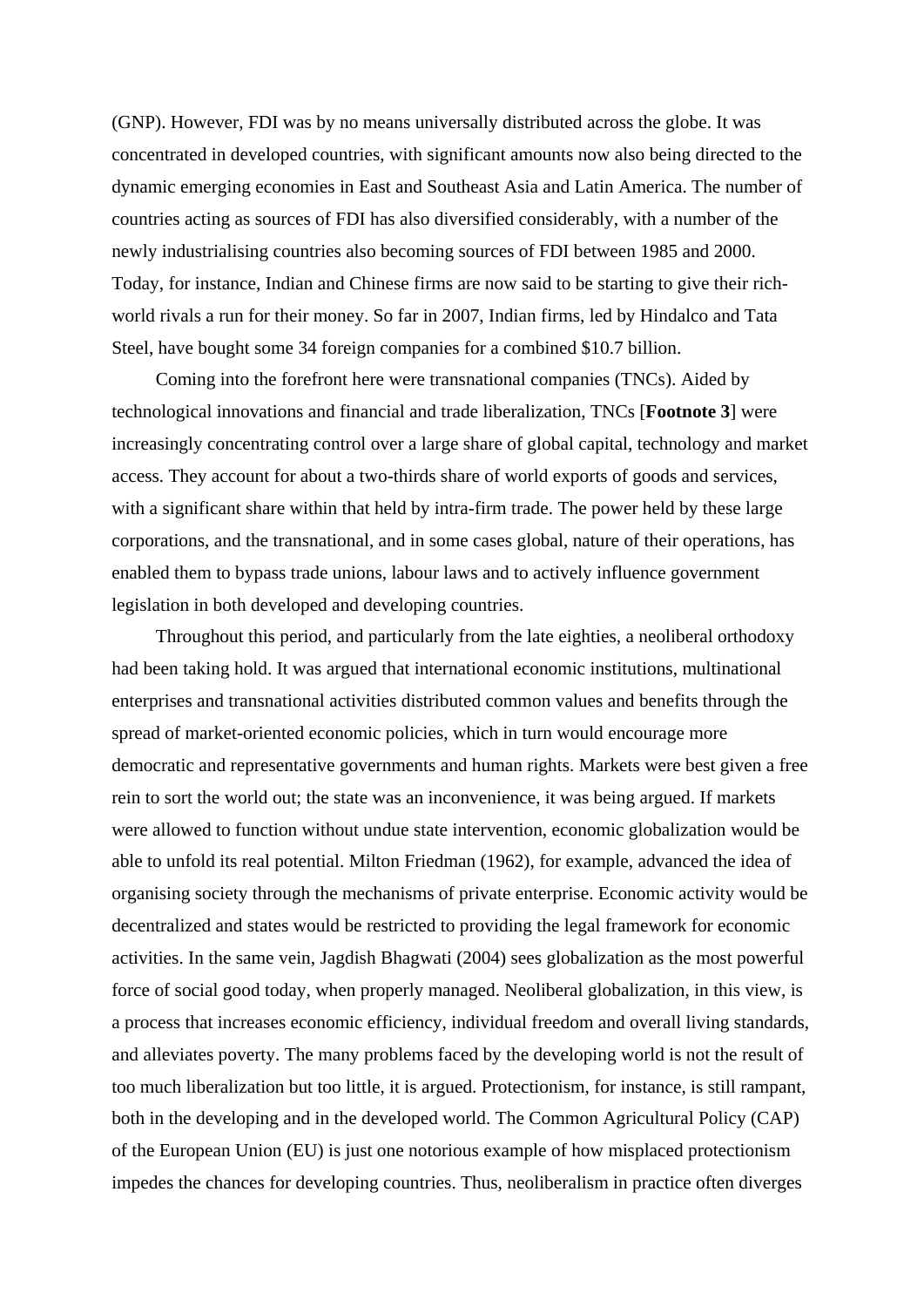(GNP). However, FDI was by no means universally distributed across the globe. It was concentrated in developed countries, with significant amounts now also being directed to the dynamic emerging economies in East and Southeast Asia and Latin America. The number of countries acting as sources of FDI has also diversified considerably, with a number of the newly industrialising countries also becoming sources of FDI between 1985 and 2000. Today, for instance, Indian and Chinese firms are now said to be starting to give their rich-world rivals a run for their money. So far in 2007, Indian firms, led by Hindalco and Tata Steel, have bought some 34 foreign companies for a combined $10.7 billion.

Coming into the forefront here were transnational companies (TNCs). Aided by technological innovations and financial and trade liberalization, TNCs [**Footnote 3**] were increasingly concentrating control over a large share of global capital, technology and market access. They account for about a two-thirds share of world exports of goods and services, with a significant share within that held by intra-firm trade. The power held by these large corporations, and the transnational, and in some cases global, nature of their operations, has enabled them to bypass trade unions, labour laws and to actively influence government legislation in both developed and developing countries.

Throughout this period, and particularly from the late eighties, a neoliberal orthodoxy had been taking hold. It was argued that international economic institutions, multinational enterprises and transnational activities distributed common values and benefits through the spread of market-oriented economic policies, which in turn would encourage more democratic and representative governments and human rights. Markets were best given a free rein to sort the world out; the state was an inconvenience, it was being argued. If markets were allowed to function without undue state intervention, economic globalization would be able to unfold its real potential. Milton Friedman (1962), for example, advanced the idea of organising society through the mechanisms of private enterprise. Economic activity would be decentralized and states would be restricted to providing the legal framework for economic activities. In the same vein, Jagdish Bhagwati (2004) sees globalization as the most powerful force of social good today, when properly managed. Neoliberal globalization, in this view, is a process that increases economic efficiency, individual freedom and overall living standards, and alleviates poverty. The many problems faced by the developing world is not the result of too much liberalization but too little, it is argued. Protectionism, for instance, is still rampant, both in the developing and in the developed world. The Common Agricultural Policy (CAP) of the European Union (EU) is just one notorious example of how misplaced protectionism impedes the chances for developing countries. Thus, neoliberalism in practice often diverges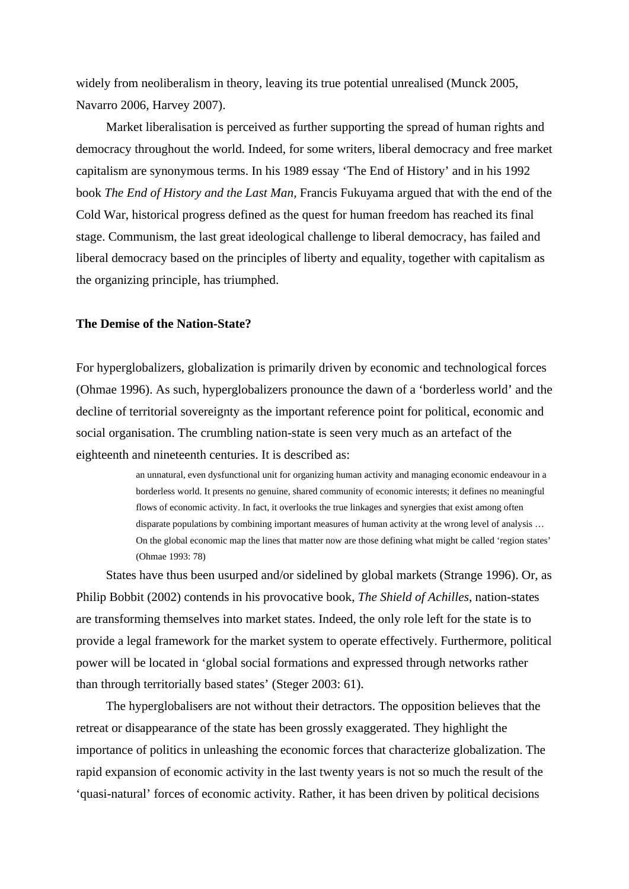widely from neoliberalism in theory, leaving its true potential unrealised (Munck 2005, Navarro 2006, Harvey 2007).

Market liberalisation is perceived as further supporting the spread of human rights and democracy throughout the world. Indeed, for some writers, liberal democracy and free market capitalism are synonymous terms. In his 1989 essay 'The End of History' and in his 1992 book *The End of History and the Last Man,* Francis Fukuyama argued that with the end of the Cold War, historical progress defined as the quest for human freedom has reached its final stage. Communism, the last great ideological challenge to liberal democracy, has failed and liberal democracy based on the principles of liberty and equality, together with capitalism as the organizing principle, has triumphed.

**The Demise of the Nation-State?**

For hyperglobalizers, globalization is primarily driven by economic and technological forces (Ohmae 1996). As such, hyperglobalizers pronounce the dawn of a 'borderless world' and the decline of territorial sovereignty as the important reference point for political, economic and social organisation. The crumbling nation-state is seen very much as an artefact of the eighteenth and nineteenth centuries. It is described as:

> an unnatural, even dysfunctional unit for organizing human activity and managing economic endeavour in a borderless world. It presents no genuine, shared community of economic interests; it defines no meaningful flows of economic activity. In fact, it overlooks the true linkages and synergies that exist among often disparate populations by combining important measures of human activity at the wrong level of analysis … On the global economic map the lines that matter now are those defining what might be called 'region states' (Ohmae 1993: 78)

States have thus been usurped and/or sidelined by global markets (Strange 1996). Or, as Philip Bobbit (2002) contends in his provocative book, *The Shield of Achilles*, nation-states are transforming themselves into market states. Indeed, the only role left for the state is to provide a legal framework for the market system to operate effectively. Furthermore, political power will be located in 'global social formations and expressed through networks rather than through territorially based states' (Steger 2003: 61).

The hyperglobalisers are not without their detractors. The opposition believes that the retreat or disappearance of the state has been grossly exaggerated. They highlight the importance of politics in unleashing the economic forces that characterize globalization. The rapid expansion of economic activity in the last twenty years is not so much the result of the 'quasi-natural' forces of economic activity. Rather, it has been driven by political decisions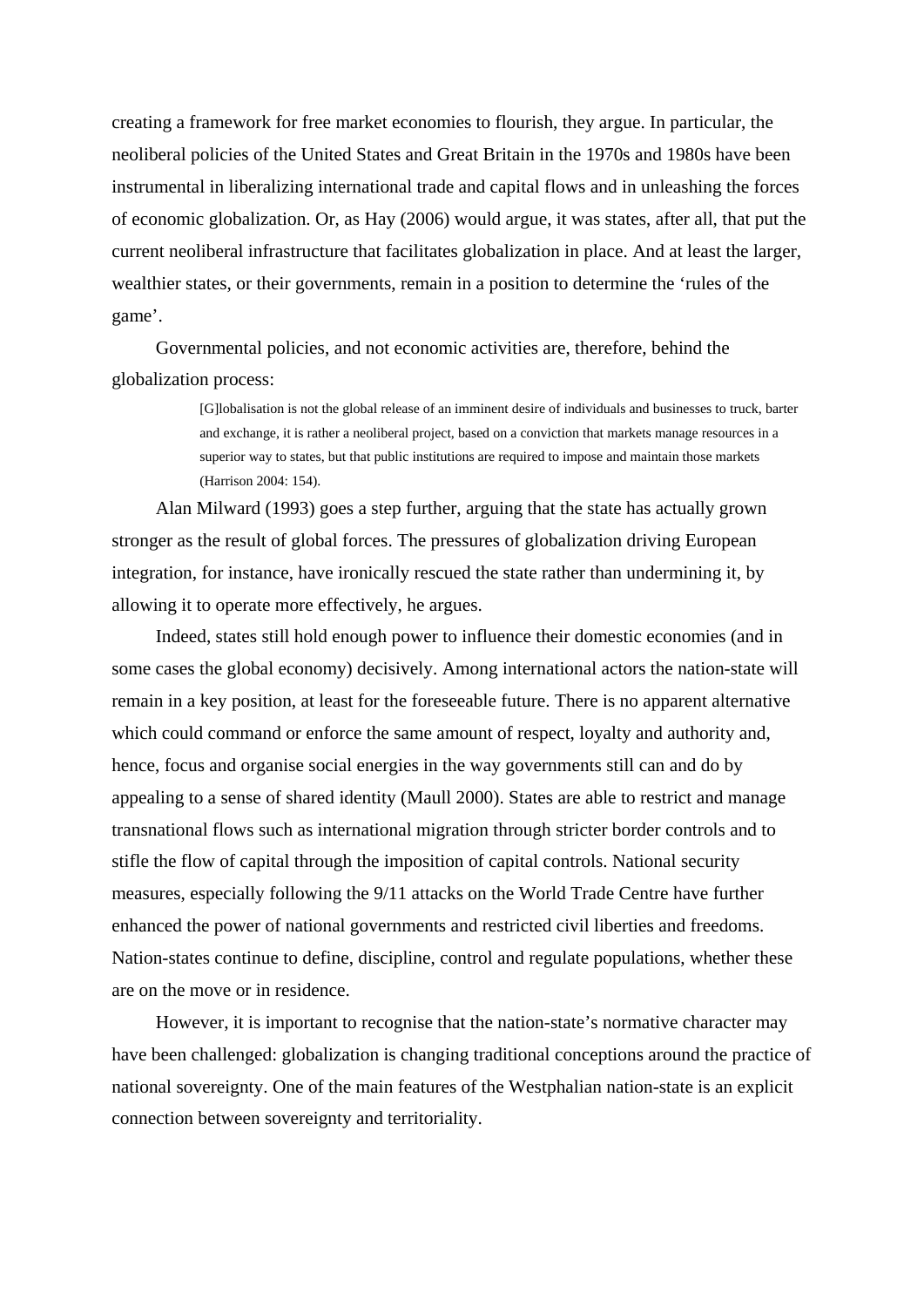creating a framework for free market economies to flourish, they argue. In particular, the neoliberal policies of the United States and Great Britain in the 1970s and 1980s have been instrumental in liberalizing international trade and capital flows and in unleashing the forces of economic globalization. Or, as Hay (2006) would argue, it was states, after all, that put the current neoliberal infrastructure that facilitates globalization in place. And at least the larger, wealthier states, or their governments, remain in a position to determine the 'rules of the game'.

Governmental policies, and not economic activities are, therefore, behind the globalization process:

> [G]lobalisation is not the global release of an imminent desire of individuals and businesses to truck, barter and exchange, it is rather a neoliberal project, based on a conviction that markets manage resources in a superior way to states, but that public institutions are required to impose and maintain those markets (Harrison 2004: 154).

Alan Milward (1993) goes a step further, arguing that the state has actually grown stronger as the result of global forces. The pressures of globalization driving European integration, for instance, have ironically rescued the state rather than undermining it, by allowing it to operate more effectively, he argues.

Indeed, states still hold enough power to influence their domestic economies (and in some cases the global economy) decisively. Among international actors the nation-state will remain in a key position, at least for the foreseeable future. There is no apparent alternative which could command or enforce the same amount of respect, loyalty and authority and, hence, focus and organise social energies in the way governments still can and do by appealing to a sense of shared identity (Maull 2000). States are able to restrict and manage transnational flows such as international migration through stricter border controls and to stifle the flow of capital through the imposition of capital controls. National security measures, especially following the 9/11 attacks on the World Trade Centre have further enhanced the power of national governments and restricted civil liberties and freedoms. Nation-states continue to define, discipline, control and regulate populations, whether these are on the move or in residence.

However, it is important to recognise that the nation-state's normative character may have been challenged: globalization is changing traditional conceptions around the practice of national sovereignty. One of the main features of the Westphalian nation-state is an explicit connection between sovereignty and territoriality.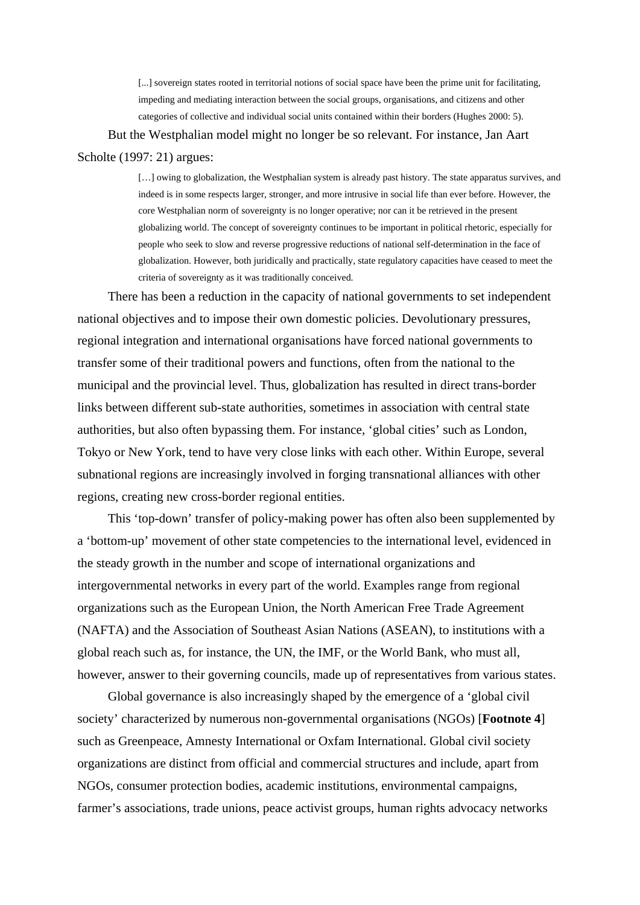> [...] sovereign states rooted in territorial notions of social space have been the prime unit for facilitating, impeding and mediating interaction between the social groups, organisations, and citizens and other categories of collective and individual social units contained within their borders (Hughes 2000: 5).

But the Westphalian model might no longer be so relevant. For instance, Jan Aart Scholte (1997: 21) argues:

> […] owing to globalization, the Westphalian system is already past history. The state apparatus survives, and indeed is in some respects larger, stronger, and more intrusive in social life than ever before. However, the core Westphalian norm of sovereignty is no longer operative; nor can it be retrieved in the present globalizing world. The concept of sovereignty continues to be important in political rhetoric, especially for people who seek to slow and reverse progressive reductions of national self-determination in the face of globalization. However, both juridically and practically, state regulatory capacities have ceased to meet the criteria of sovereignty as it was traditionally conceived.

There has been a reduction in the capacity of national governments to set independent national objectives and to impose their own domestic policies. Devolutionary pressures, regional integration and international organisations have forced national governments to transfer some of their traditional powers and functions, often from the national to the municipal and the provincial level. Thus, globalization has resulted in direct trans-border links between different sub-state authorities, sometimes in association with central state authorities, but also often bypassing them. For instance, 'global cities' such as London, Tokyo or New York, tend to have very close links with each other. Within Europe, several subnational regions are increasingly involved in forging transnational alliances with other regions, creating new cross-border regional entities.

This 'top-down' transfer of policy-making power has often also been supplemented by a 'bottom-up' movement of other state competencies to the international level, evidenced in the steady growth in the number and scope of international organizations and intergovernmental networks in every part of the world. Examples range from regional organizations such as the European Union, the North American Free Trade Agreement (NAFTA) and the Association of Southeast Asian Nations (ASEAN), to institutions with a global reach such as, for instance, the UN, the IMF, or the World Bank, who must all, however, answer to their governing councils, made up of representatives from various states.

Global governance is also increasingly shaped by the emergence of a 'global civil society' characterized by numerous non-governmental organisations (NGOs) [**Footnote 4**] such as Greenpeace, Amnesty International or Oxfam International. Global civil society organizations are distinct from official and commercial structures and include, apart from NGOs, consumer protection bodies, academic institutions, environmental campaigns, farmer's associations, trade unions, peace activist groups, human rights advocacy networks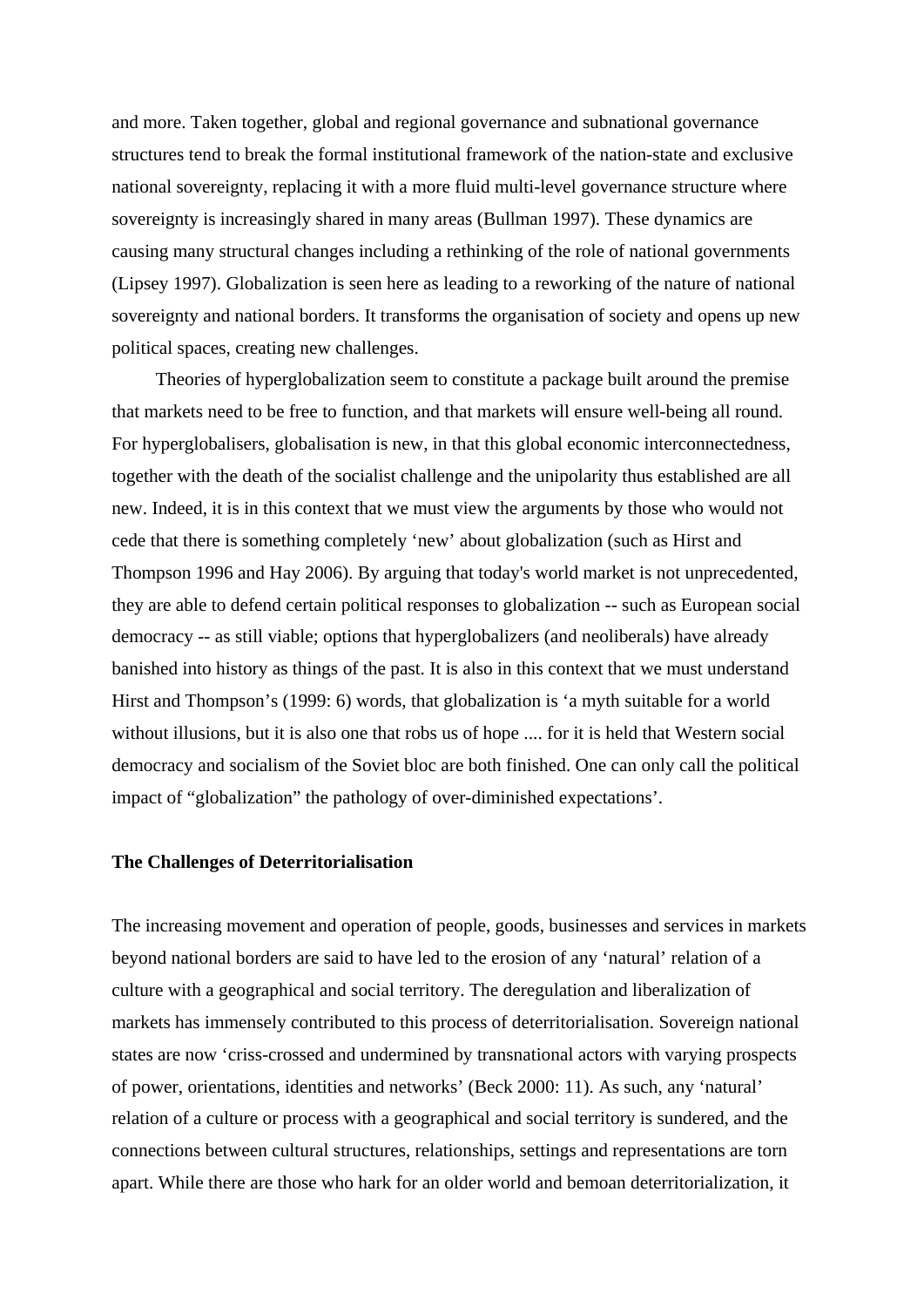and more. Taken together, global and regional governance and subnational governance structures tend to break the formal institutional framework of the nation-state and exclusive national sovereignty, replacing it with a more fluid multi-level governance structure where sovereignty is increasingly shared in many areas (Bullman 1997). These dynamics are causing many structural changes including a rethinking of the role of national governments (Lipsey 1997). Globalization is seen here as leading to a reworking of the nature of national sovereignty and national borders. It transforms the organisation of society and opens up new political spaces, creating new challenges.

Theories of hyperglobalization seem to constitute a package built around the premise that markets need to be free to function, and that markets will ensure well-being all round. For hyperglobalisers, globalisation is new, in that this global economic interconnectedness, together with the death of the socialist challenge and the unipolarity thus established are all new. Indeed, it is in this context that we must view the arguments by those who would not cede that there is something completely 'new' about globalization (such as Hirst and Thompson 1996 and Hay 2006). By arguing that today's world market is not unprecedented, they are able to defend certain political responses to globalization -- such as European social democracy -- as still viable; options that hyperglobalizers (and neoliberals) have already banished into history as things of the past. It is also in this context that we must understand Hirst and Thompson's (1999: 6) words, that globalization is 'a myth suitable for a world without illusions, but it is also one that robs us of hope .... for it is held that Western social democracy and socialism of the Soviet bloc are both finished. One can only call the political impact of "globalization" the pathology of over-diminished expectations'.

**The Challenges of Deterritorialisation**

The increasing movement and operation of people, goods, businesses and services in markets beyond national borders are said to have led to the erosion of any 'natural' relation of a culture with a geographical and social territory. The deregulation and liberalization of markets has immensely contributed to this process of deterritorialisation. Sovereign national states are now 'criss-crossed and undermined by transnational actors with varying prospects of power, orientations, identities and networks' (Beck 2000: 11). As such, any 'natural' relation of a culture or process with a geographical and social territory is sundered, and the connections between cultural structures, relationships, settings and representations are torn apart. While there are those who hark for an older world and bemoan deterritorialization, it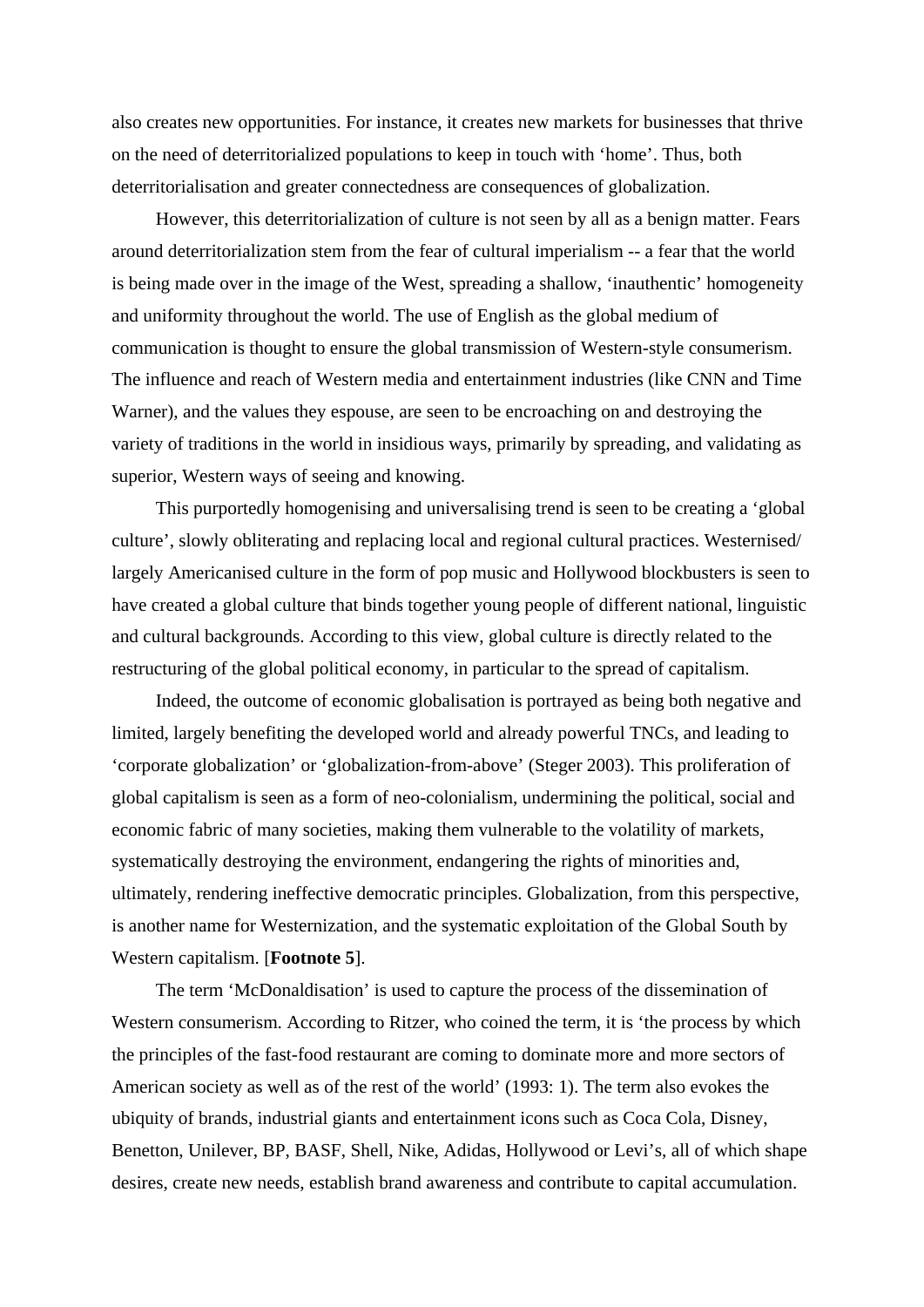also creates new opportunities. For instance, it creates new markets for businesses that thrive on the need of deterritorialized populations to keep in touch with 'home'. Thus, both deterritorialisation and greater connectedness are consequences of globalization.

However, this deterritorialization of culture is not seen by all as a benign matter. Fears around deterritorialization stem from the fear of cultural imperialism -- a fear that the world is being made over in the image of the West, spreading a shallow, 'inauthentic' homogeneity and uniformity throughout the world. The use of English as the global medium of communication is thought to ensure the global transmission of Western-style consumerism. The influence and reach of Western media and entertainment industries (like CNN and Time Warner), and the values they espouse, are seen to be encroaching on and destroying the variety of traditions in the world in insidious ways, primarily by spreading, and validating as superior, Western ways of seeing and knowing.

This purportedly homogenising and universalising trend is seen to be creating a 'global culture', slowly obliterating and replacing local and regional cultural practices. Westernised/ largely Americanised culture in the form of pop music and Hollywood blockbusters is seen to have created a global culture that binds together young people of different national, linguistic and cultural backgrounds. According to this view, global culture is directly related to the restructuring of the global political economy, in particular to the spread of capitalism.

Indeed, the outcome of economic globalisation is portrayed as being both negative and limited, largely benefiting the developed world and already powerful TNCs, and leading to 'corporate globalization' or 'globalization-from-above' (Steger 2003). This proliferation of global capitalism is seen as a form of neo-colonialism, undermining the political, social and economic fabric of many societies, making them vulnerable to the volatility of markets, systematically destroying the environment, endangering the rights of minorities and, ultimately, rendering ineffective democratic principles. Globalization, from this perspective, is another name for Westernization, and the systematic exploitation of the Global South by Western capitalism. [**Footnote 5**].

The term 'McDonaldisation' is used to capture the process of the dissemination of Western consumerism. According to Ritzer, who coined the term, it is 'the process by which the principles of the fast-food restaurant are coming to dominate more and more sectors of American society as well as of the rest of the world' (1993: 1). The term also evokes the ubiquity of brands, industrial giants and entertainment icons such as Coca Cola, Disney, Benetton, Unilever, BP, BASF, Shell, Nike, Adidas, Hollywood or Levi's, all of which shape desires, create new needs, establish brand awareness and contribute to capital accumulation.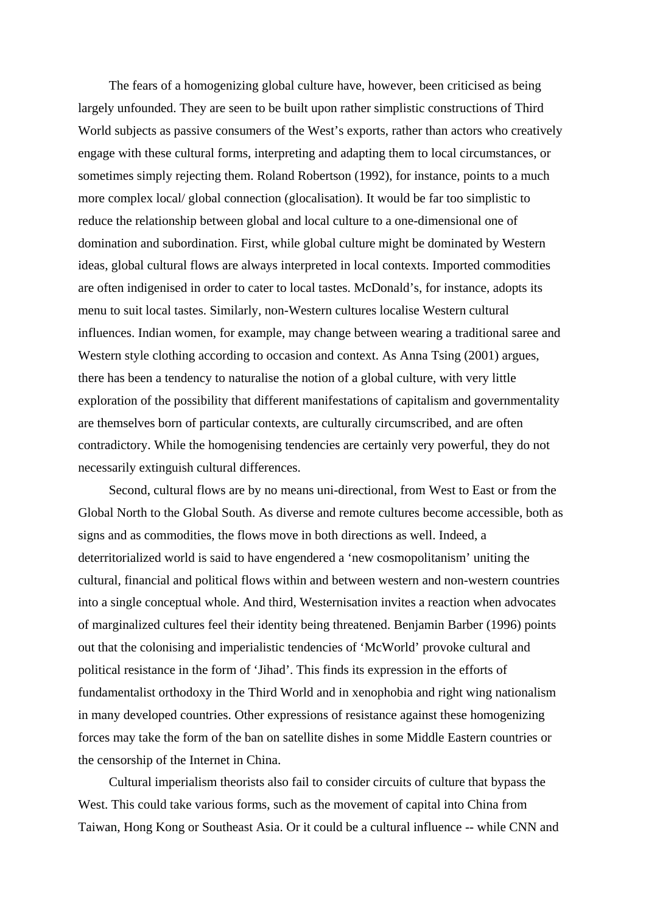The fears of a homogenizing global culture have, however, been criticised as being largely unfounded. They are seen to be built upon rather simplistic constructions of Third World subjects as passive consumers of the West's exports, rather than actors who creatively engage with these cultural forms, interpreting and adapting them to local circumstances, or sometimes simply rejecting them. Roland Robertson (1992), for instance, points to a much more complex local/ global connection (glocalisation). It would be far too simplistic to reduce the relationship between global and local culture to a one-dimensional one of domination and subordination. First, while global culture might be dominated by Western ideas, global cultural flows are always interpreted in local contexts. Imported commodities are often indigenised in order to cater to local tastes. McDonald's, for instance, adopts its menu to suit local tastes. Similarly, non-Western cultures localise Western cultural influences. Indian women, for example, may change between wearing a traditional saree and Western style clothing according to occasion and context. As Anna Tsing (2001) argues, there has been a tendency to naturalise the notion of a global culture, with very little exploration of the possibility that different manifestations of capitalism and governmentality are themselves born of particular contexts, are culturally circumscribed, and are often contradictory. While the homogenising tendencies are certainly very powerful, they do not necessarily extinguish cultural differences.

Second, cultural flows are by no means uni-directional, from West to East or from the Global North to the Global South. As diverse and remote cultures become accessible, both as signs and as commodities, the flows move in both directions as well. Indeed, a deterritorialized world is said to have engendered a 'new cosmopolitanism' uniting the cultural, financial and political flows within and between western and non-western countries into a single conceptual whole. And third, Westernisation invites a reaction when advocates of marginalized cultures feel their identity being threatened. Benjamin Barber (1996) points out that the colonising and imperialistic tendencies of 'McWorld' provoke cultural and political resistance in the form of 'Jihad'. This finds its expression in the efforts of fundamentalist orthodoxy in the Third World and in xenophobia and right wing nationalism in many developed countries. Other expressions of resistance against these homogenizing forces may take the form of the ban on satellite dishes in some Middle Eastern countries or the censorship of the Internet in China.

Cultural imperialism theorists also fail to consider circuits of culture that bypass the West. This could take various forms, such as the movement of capital into China from Taiwan, Hong Kong or Southeast Asia. Or it could be a cultural influence -- while CNN and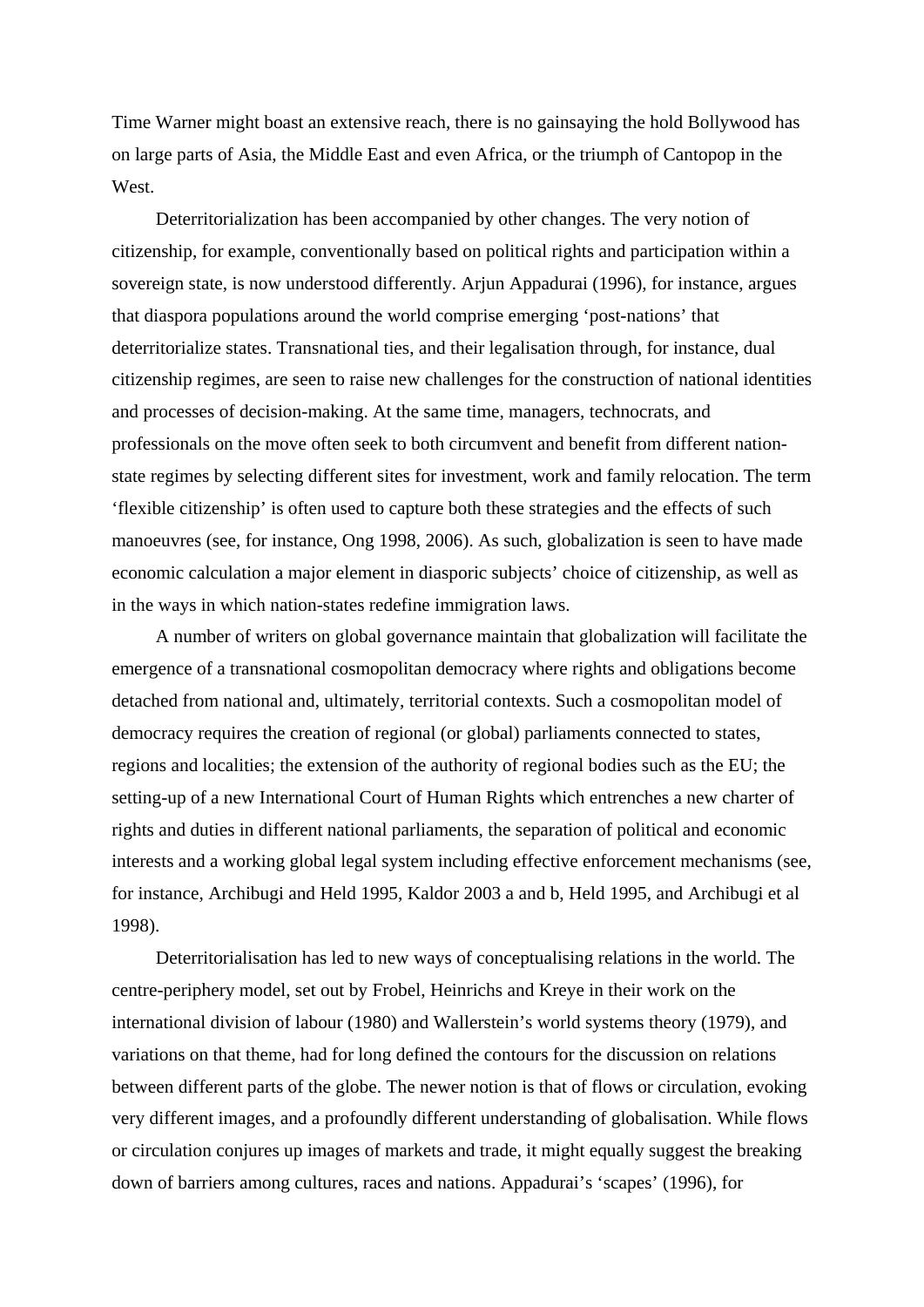Time Warner might boast an extensive reach, there is no gainsaying the hold Bollywood has on large parts of Asia, the Middle East and even Africa, or the triumph of Cantopop in the West.

Deterritorialization has been accompanied by other changes. The very notion of citizenship, for example, conventionally based on political rights and participation within a sovereign state, is now understood differently. Arjun Appadurai (1996), for instance, argues that diaspora populations around the world comprise emerging 'post-nations' that deterritorialize states. Transnational ties, and their legalisation through, for instance, dual citizenship regimes, are seen to raise new challenges for the construction of national identities and processes of decision-making. At the same time, managers, technocrats, and professionals on the move often seek to both circumvent and benefit from different nation-state regimes by selecting different sites for investment, work and family relocation. The term 'flexible citizenship' is often used to capture both these strategies and the effects of such manoeuvres (see, for instance, Ong 1998, 2006). As such, globalization is seen to have made economic calculation a major element in diasporic subjects' choice of citizenship, as well as in the ways in which nation-states redefine immigration laws.

A number of writers on global governance maintain that globalization will facilitate the emergence of a transnational cosmopolitan democracy where rights and obligations become detached from national and, ultimately, territorial contexts. Such a cosmopolitan model of democracy requires the creation of regional (or global) parliaments connected to states, regions and localities; the extension of the authority of regional bodies such as the EU; the setting-up of a new International Court of Human Rights which entrenches a new charter of rights and duties in different national parliaments, the separation of political and economic interests and a working global legal system including effective enforcement mechanisms (see, for instance, Archibugi and Held 1995, Kaldor 2003 a and b, Held 1995, and Archibugi et al 1998).

Deterritorialisation has led to new ways of conceptualising relations in the world. The centre-periphery model, set out by Frobel, Heinrichs and Kreye in their work on the international division of labour (1980) and Wallerstein's world systems theory (1979), and variations on that theme, had for long defined the contours for the discussion on relations between different parts of the globe. The newer notion is that of flows or circulation, evoking very different images, and a profoundly different understanding of globalisation. While flows or circulation conjures up images of markets and trade, it might equally suggest the breaking down of barriers among cultures, races and nations. Appadurai's 'scapes' (1996), for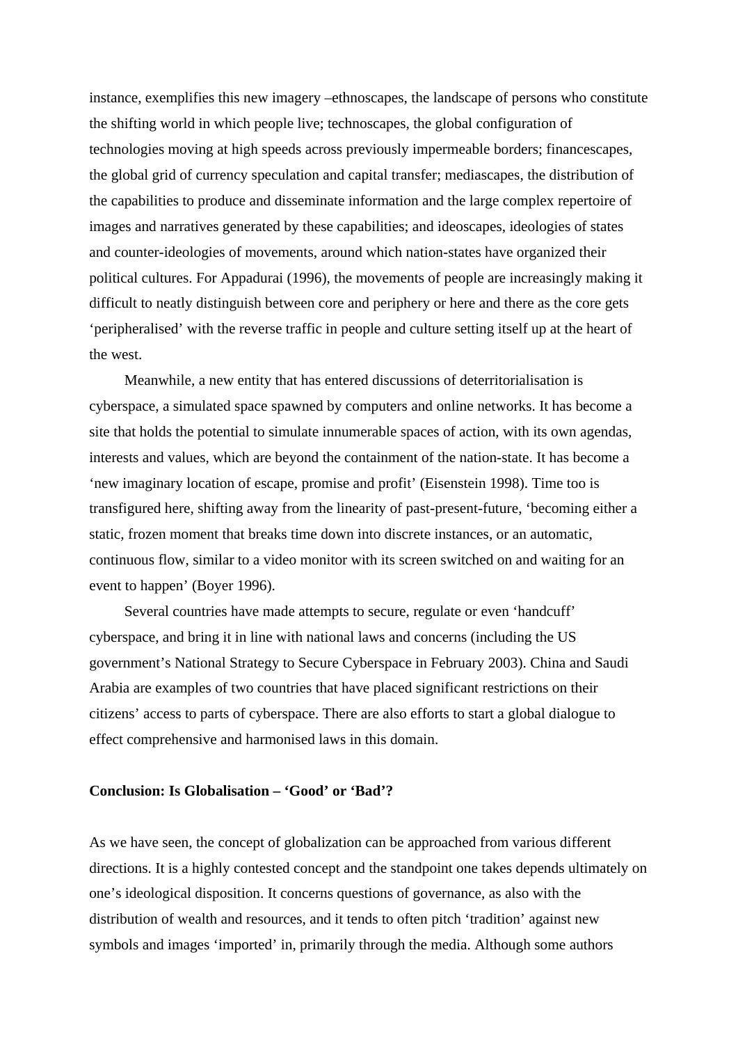instance, exemplifies this new imagery –ethnoscapes, the landscape of persons who constitute the shifting world in which people live; technoscapes, the global configuration of technologies moving at high speeds across previously impermeable borders; financescapes, the global grid of currency speculation and capital transfer; mediascapes, the distribution of the capabilities to produce and disseminate information and the large complex repertoire of images and narratives generated by these capabilities; and ideoscapes, ideologies of states and counter-ideologies of movements, around which nation-states have organized their political cultures. For Appadurai (1996), the movements of people are increasingly making it difficult to neatly distinguish between core and periphery or here and there as the core gets 'peripheralised' with the reverse traffic in people and culture setting itself up at the heart of the west.

Meanwhile, a new entity that has entered discussions of deterritorialisation is cyberspace, a simulated space spawned by computers and online networks. It has become a site that holds the potential to simulate innumerable spaces of action, with its own agendas, interests and values, which are beyond the containment of the nation-state. It has become a 'new imaginary location of escape, promise and profit' (Eisenstein 1998). Time too is transfigured here, shifting away from the linearity of past-present-future, 'becoming either a static, frozen moment that breaks time down into discrete instances, or an automatic, continuous flow, similar to a video monitor with its screen switched on and waiting for an event to happen' (Boyer 1996).

Several countries have made attempts to secure, regulate or even 'handcuff' cyberspace, and bring it in line with national laws and concerns (including the US government's National Strategy to Secure Cyberspace in February 2003). China and Saudi Arabia are examples of two countries that have placed significant restrictions on their citizens' access to parts of cyberspace. There are also efforts to start a global dialogue to effect comprehensive and harmonised laws in this domain.

**Conclusion: Is Globalisation – 'Good' or 'Bad'?**

As we have seen, the concept of globalization can be approached from various different directions. It is a highly contested concept and the standpoint one takes depends ultimately on one's ideological disposition. It concerns questions of governance, as also with the distribution of wealth and resources, and it tends to often pitch 'tradition' against new symbols and images 'imported' in, primarily through the media. Although some authors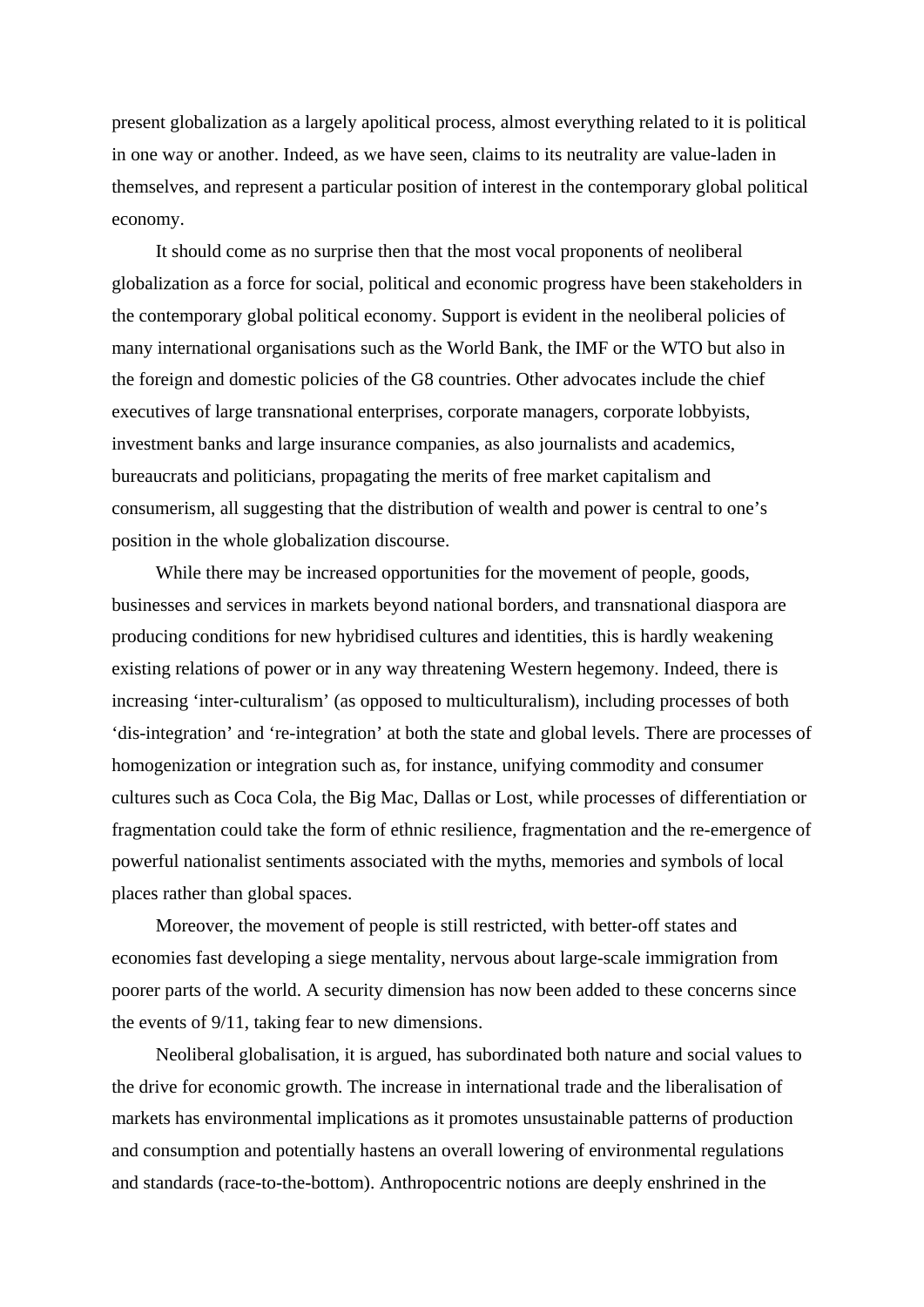present globalization as a largely apolitical process, almost everything related to it is political in one way or another. Indeed, as we have seen, claims to its neutrality are value-laden in themselves, and represent a particular position of interest in the contemporary global political economy.

It should come as no surprise then that the most vocal proponents of neoliberal globalization as a force for social, political and economic progress have been stakeholders in the contemporary global political economy. Support is evident in the neoliberal policies of many international organisations such as the World Bank, the IMF or the WTO but also in the foreign and domestic policies of the G8 countries. Other advocates include the chief executives of large transnational enterprises, corporate managers, corporate lobbyists, investment banks and large insurance companies, as also journalists and academics, bureaucrats and politicians, propagating the merits of free market capitalism and consumerism, all suggesting that the distribution of wealth and power is central to one's position in the whole globalization discourse.

While there may be increased opportunities for the movement of people, goods, businesses and services in markets beyond national borders, and transnational diaspora are producing conditions for new hybridised cultures and identities, this is hardly weakening existing relations of power or in any way threatening Western hegemony. Indeed, there is increasing 'inter-culturalism' (as opposed to multiculturalism), including processes of both 'dis-integration' and 're-integration' at both the state and global levels. There are processes of homogenization or integration such as, for instance, unifying commodity and consumer cultures such as Coca Cola, the Big Mac, Dallas or Lost, while processes of differentiation or fragmentation could take the form of ethnic resilience, fragmentation and the re-emergence of powerful nationalist sentiments associated with the myths, memories and symbols of local places rather than global spaces.

Moreover, the movement of people is still restricted, with better-off states and economies fast developing a siege mentality, nervous about large-scale immigration from poorer parts of the world. A security dimension has now been added to these concerns since the events of 9/11, taking fear to new dimensions.

Neoliberal globalisation, it is argued, has subordinated both nature and social values to the drive for economic growth. The increase in international trade and the liberalisation of markets has environmental implications as it promotes unsustainable patterns of production and consumption and potentially hastens an overall lowering of environmental regulations and standards (race-to-the-bottom). Anthropocentric notions are deeply enshrined in the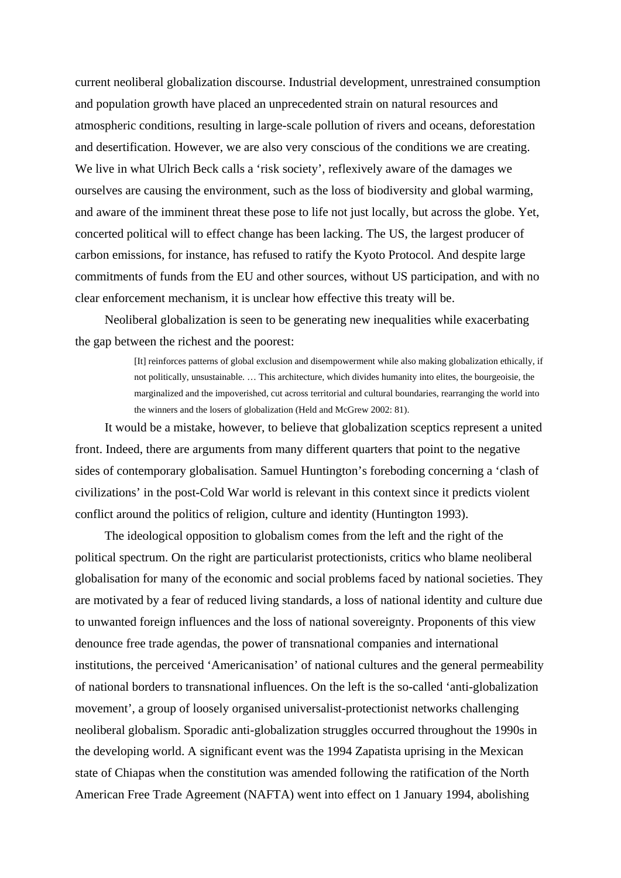current neoliberal globalization discourse. Industrial development, unrestrained consumption and population growth have placed an unprecedented strain on natural resources and atmospheric conditions, resulting in large-scale pollution of rivers and oceans, deforestation and desertification. However, we are also very conscious of the conditions we are creating. We live in what Ulrich Beck calls a 'risk society', reflexively aware of the damages we ourselves are causing the environment, such as the loss of biodiversity and global warming, and aware of the imminent threat these pose to life not just locally, but across the globe. Yet, concerted political will to effect change has been lacking. The US, the largest producer of carbon emissions, for instance, has refused to ratify the Kyoto Protocol. And despite large commitments of funds from the EU and other sources, without US participation, and with no clear enforcement mechanism, it is unclear how effective this treaty will be.

Neoliberal globalization is seen to be generating new inequalities while exacerbating the gap between the richest and the poorest:

> [It] reinforces patterns of global exclusion and disempowerment while also making globalization ethically, if not politically, unsustainable. … This architecture, which divides humanity into elites, the bourgeoisie, the marginalized and the impoverished, cut across territorial and cultural boundaries, rearranging the world into the winners and the losers of globalization (Held and McGrew 2002: 81).

It would be a mistake, however, to believe that globalization sceptics represent a united front. Indeed, there are arguments from many different quarters that point to the negative sides of contemporary globalisation. Samuel Huntington's foreboding concerning a 'clash of civilizations' in the post-Cold War world is relevant in this context since it predicts violent conflict around the politics of religion, culture and identity (Huntington 1993).

The ideological opposition to globalism comes from the left and the right of the political spectrum. On the right are particularist protectionists, critics who blame neoliberal globalisation for many of the economic and social problems faced by national societies. They are motivated by a fear of reduced living standards, a loss of national identity and culture due to unwanted foreign influences and the loss of national sovereignty. Proponents of this view denounce free trade agendas, the power of transnational companies and international institutions, the perceived 'Americanisation' of national cultures and the general permeability of national borders to transnational influences. On the left is the so-called 'anti-globalization movement', a group of loosely organised universalist-protectionist networks challenging neoliberal globalism. Sporadic anti-globalization struggles occurred throughout the 1990s in the developing world. A significant event was the 1994 Zapatista uprising in the Mexican state of Chiapas when the constitution was amended following the ratification of the North American Free Trade Agreement (NAFTA) went into effect on 1 January 1994, abolishing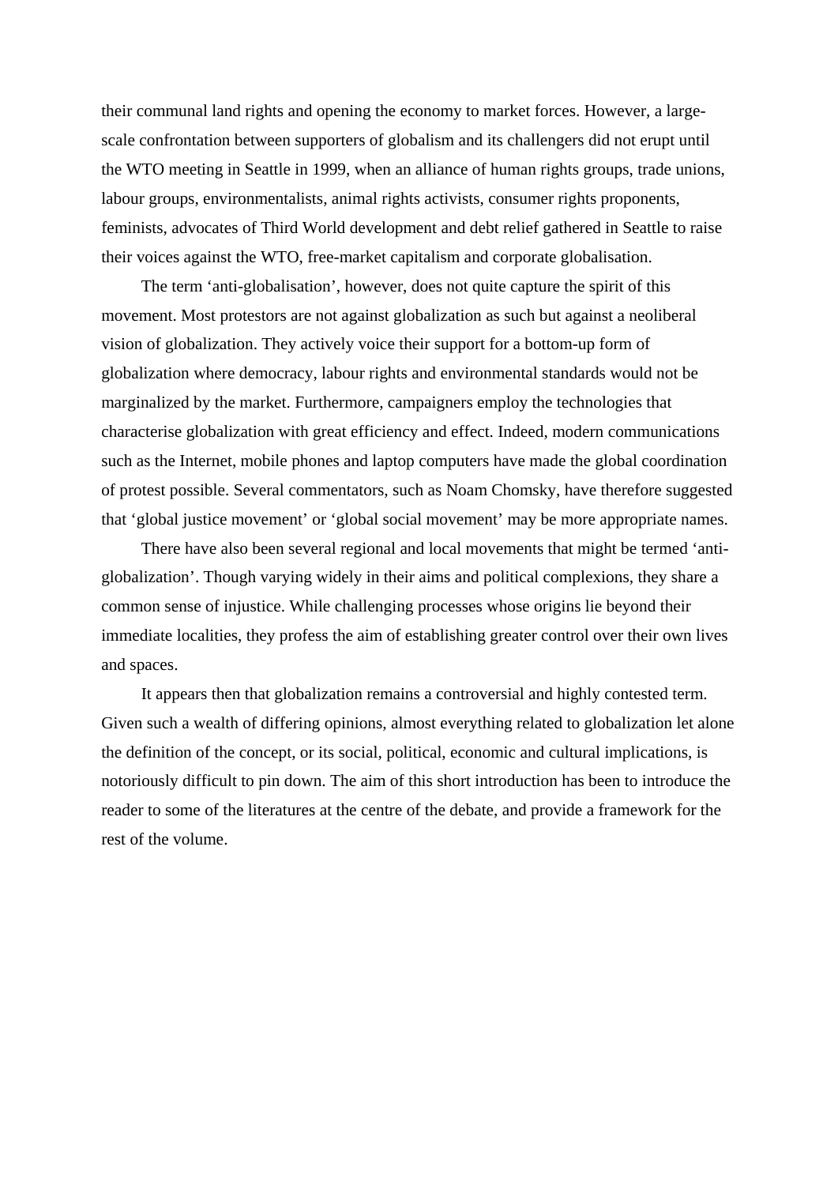their communal land rights and opening the economy to market forces. However, a large-scale confrontation between supporters of globalism and its challengers did not erupt until the WTO meeting in Seattle in 1999, when an alliance of human rights groups, trade unions, labour groups, environmentalists, animal rights activists, consumer rights proponents, feminists, advocates of Third World development and debt relief gathered in Seattle to raise their voices against the WTO, free-market capitalism and corporate globalisation.

The term ‘anti-globalisation’, however, does not quite capture the spirit of this movement. Most protestors are not against globalization as such but against a neoliberal vision of globalization. They actively voice their support for a bottom-up form of globalization where democracy, labour rights and environmental standards would not be marginalized by the market. Furthermore, campaigners employ the technologies that characterise globalization with great efficiency and effect. Indeed, modern communications such as the Internet, mobile phones and laptop computers have made the global coordination of protest possible. Several commentators, such as Noam Chomsky, have therefore suggested that ‘global justice movement’ or ‘global social movement’ may be more appropriate names.

There have also been several regional and local movements that might be termed ‘anti-globalization’. Though varying widely in their aims and political complexions, they share a common sense of injustice. While challenging processes whose origins lie beyond their immediate localities, they profess the aim of establishing greater control over their own lives and spaces.

It appears then that globalization remains a controversial and highly contested term. Given such a wealth of differing opinions, almost everything related to globalization let alone the definition of the concept, or its social, political, economic and cultural implications, is notoriously difficult to pin down. The aim of this short introduction has been to introduce the reader to some of the literatures at the centre of the debate, and provide a framework for the rest of the volume.